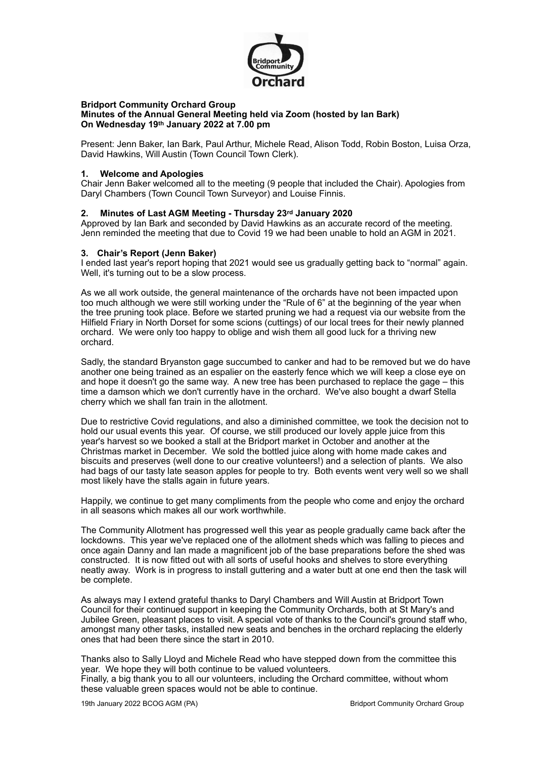**Bridport Community Orchard Group**
**Minutes of the Annual General Meeting held via Zoom (hosted by Ian Bark)**
**On Wednesday 19th January 2022 at 7.00 pm**

Present: Jenn Baker, Ian Bark, Paul Arthur, Michele Read, Alison Todd, Robin Boston, Luisa Orza, David Hawkins, Will Austin (Town Council Town Clerk).

### 1. Welcome and Apologies

Chair Jenn Baker welcomed all to the meeting (9 people that included the Chair). Apologies from Daryl Chambers (Town Council Town Surveyor) and Louise Finnis.

### 2. Minutes of Last AGM Meeting - Thursday 23rd January 2020

Approved by Ian Bark and seconded by David Hawkins as an accurate record of the meeting. Jenn reminded the meeting that due to Covid 19 we had been unable to hold an AGM in 2021.

### 3. Chair's Report (Jenn Baker)

I ended last year's report hoping that 2021 would see us gradually getting back to "normal" again. Well, it's turning out to be a slow process.

As we all work outside, the general maintenance of the orchards have not been impacted upon too much although we were still working under the "Rule of 6" at the beginning of the year when the tree pruning took place. Before we started pruning we had a request via our website from the Hilfield Friary in North Dorset for some scions (cuttings) of our local trees for their newly planned orchard. We were only too happy to oblige and wish them all good luck for a thriving new orchard.

Sadly, the standard Bryanston gage succumbed to canker and had to be removed but we do have another one being trained as an espalier on the easterly fence which we will keep a close eye on and hope it doesn't go the same way. A new tree has been purchased to replace the gage – this time a damson which we don't currently have in the orchard. We've also bought a dwarf Stella cherry which we shall fan train in the allotment.

Due to restrictive Covid regulations, and also a diminished committee, we took the decision not to hold our usual events this year. Of course, we still produced our lovely apple juice from this year's harvest so we booked a stall at the Bridport market in October and another at the Christmas market in December. We sold the bottled juice along with home made cakes and biscuits and preserves (well done to our creative volunteers!) and a selection of plants. We also had bags of our tasty late season apples for people to try. Both events went very well so we shall most likely have the stalls again in future years.

Happily, we continue to get many compliments from the people who come and enjoy the orchard in all seasons which makes all our work worthwhile.

The Community Allotment has progressed well this year as people gradually came back after the lockdowns. This year we've replaced one of the allotment sheds which was falling to pieces and once again Danny and Ian made a magnificent job of the base preparations before the shed was constructed. It is now fitted out with all sorts of useful hooks and shelves to store everything neatly away. Work is in progress to install guttering and a water butt at one end then the task will be complete.

As always may I extend grateful thanks to Daryl Chambers and Will Austin at Bridport Town Council for their continued support in keeping the Community Orchards, both at St Mary's and Jubilee Green, pleasant places to visit. A special vote of thanks to the Council's ground staff who, amongst many other tasks, installed new seats and benches in the orchard replacing the elderly ones that had been there since the start in 2010.

Thanks also to Sally Lloyd and Michele Read who have stepped down from the committee this year. We hope they will both continue to be valued volunteers.
Finally, a big thank you to all our volunteers, including the Orchard committee, without whom these valuable green spaces would not be able to continue.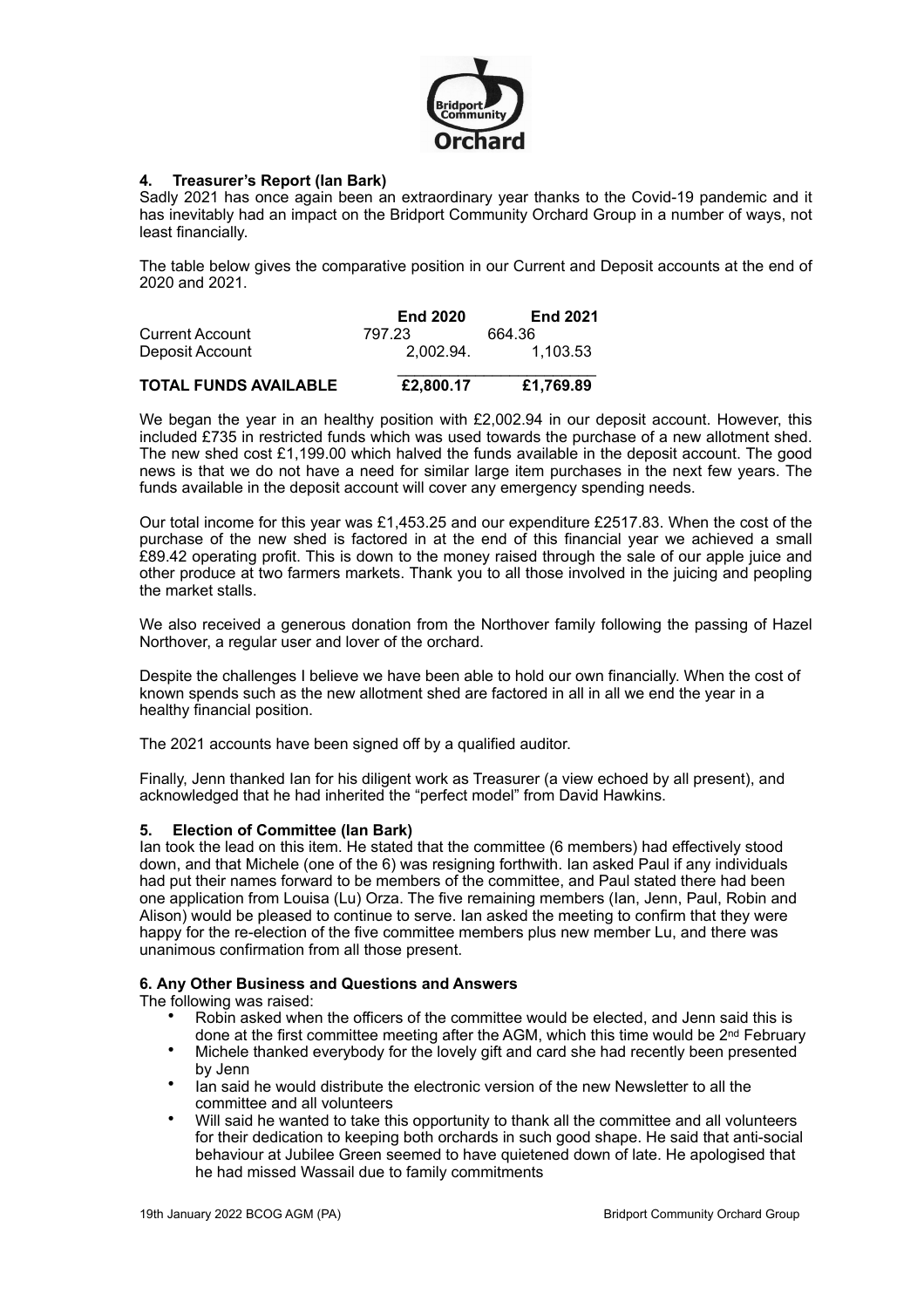#### 4. Treasurer's Report (Ian Bark)

Sadly 2021 has once again been an extraordinary year thanks to the Covid-19 pandemic and it has inevitably had an impact on the Bridport Community Orchard Group in a number of ways, not least financially.

The table below gives the comparative position in our Current and Deposit accounts at the end of 2020 and 2021.

| | End 2020 | End 2021 |
|---|---|---|
| Current Account | 797.23 | 664.36 |
| Deposit Account | 2,002.94. | 1,103.53 |
| **TOTAL FUNDS AVAILABLE** | **£2,800.17** | **£1,769.89** |

We began the year in an healthy position with £2,002.94 in our deposit account. However, this included £735 in restricted funds which was used towards the purchase of a new allotment shed. The new shed cost £1,199.00 which halved the funds available in the deposit account. The good news is that we do not have a need for similar large item purchases in the next few years. The funds available in the deposit account will cover any emergency spending needs.

Our total income for this year was £1,453.25 and our expenditure £2517.83. When the cost of the purchase of the new shed is factored in at the end of this financial year we achieved a small £89.42 operating profit. This is down to the money raised through the sale of our apple juice and other produce at two farmers markets. Thank you to all those involved in the juicing and peopling the market stalls.

We also received a generous donation from the Northover family following the passing of Hazel Northover, a regular user and lover of the orchard.

Despite the challenges I believe we have been able to hold our own financially. When the cost of known spends such as the new allotment shed are factored in all in all we end the year in a healthy financial position.

The 2021 accounts have been signed off by a qualified auditor.

Finally, Jenn thanked Ian for his diligent work as Treasurer (a view echoed by all present), and acknowledged that he had inherited the "perfect model" from David Hawkins.

#### 5. Election of Committee (Ian Bark)

Ian took the lead on this item. He stated that the committee (6 members) had effectively stood down, and that Michele (one of the 6) was resigning forthwith. Ian asked Paul if any individuals had put their names forward to be members of the committee, and Paul stated there had been one application from Louisa (Lu) Orza. The five remaining members (Ian, Jenn, Paul, Robin and Alison) would be pleased to continue to serve. Ian asked the meeting to confirm that they were happy for the re-election of the five committee members plus new member Lu, and there was unanimous confirmation from all those present.

#### 6. Any Other Business and Questions and Answers

The following was raised:

- Robin asked when the officers of the committee would be elected, and Jenn said this is done at the first committee meeting after the AGM, which this time would be 2nd February
- Michele thanked everybody for the lovely gift and card she had recently been presented by Jenn
- Ian said he would distribute the electronic version of the new Newsletter to all the committee and all volunteers
- Will said he wanted to take this opportunity to thank all the committee and all volunteers for their dedication to keeping both orchards in such good shape. He said that anti-social behaviour at Jubilee Green seemed to have quietened down of late. He apologised that he had missed Wassail due to family commitments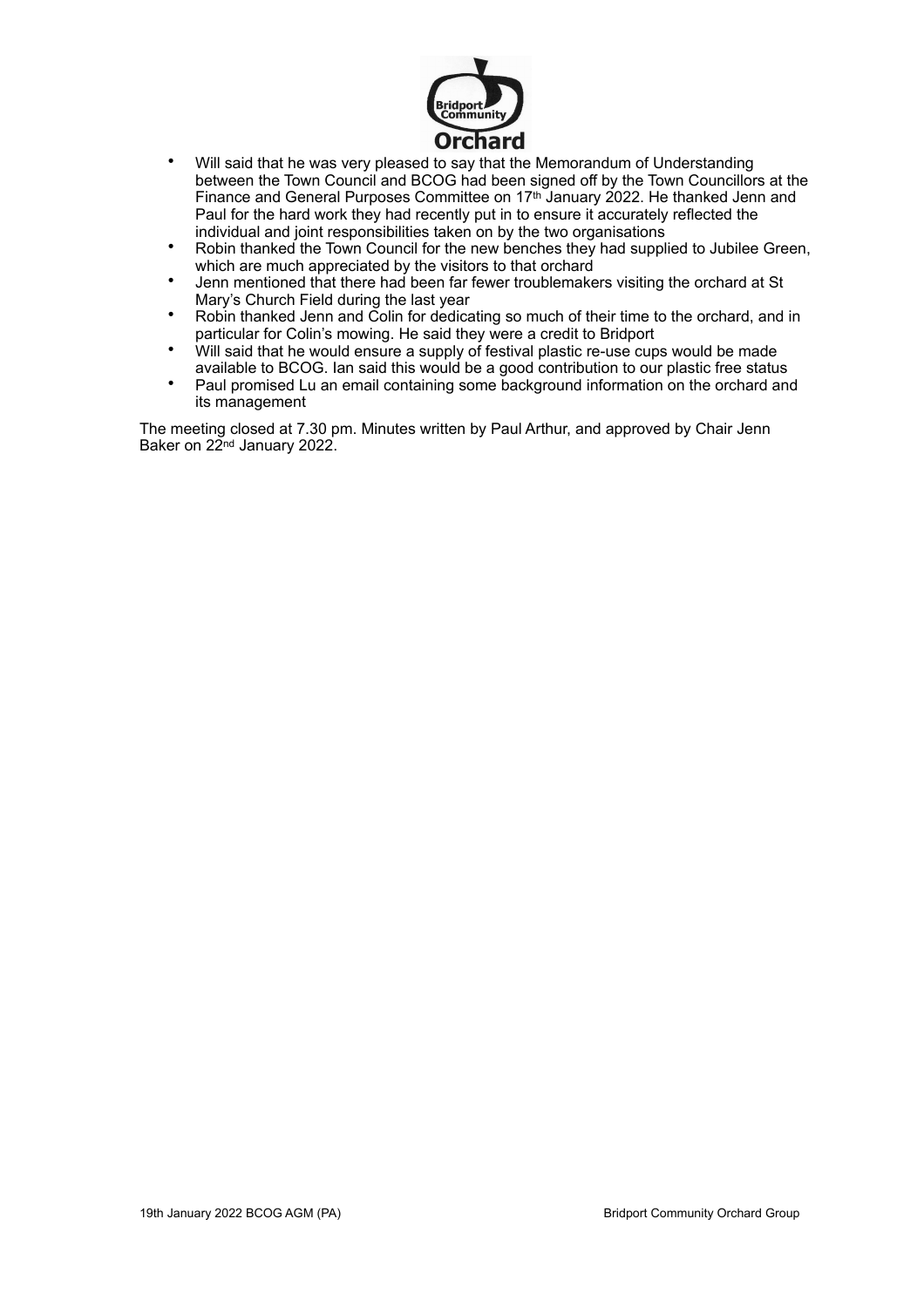- Will said that he was very pleased to say that the Memorandum of Understanding between the Town Council and BCOG had been signed off by the Town Councillors at the Finance and General Purposes Committee on 17th January 2022. He thanked Jenn and Paul for the hard work they had recently put in to ensure it accurately reflected the individual and joint responsibilities taken on by the two organisations
- Robin thanked the Town Council for the new benches they had supplied to Jubilee Green, which are much appreciated by the visitors to that orchard
- Jenn mentioned that there had been far fewer troublemakers visiting the orchard at St Mary's Church Field during the last year
- Robin thanked Jenn and Colin for dedicating so much of their time to the orchard, and in particular for Colin's mowing. He said they were a credit to Bridport
- Will said that he would ensure a supply of festival plastic re-use cups would be made available to BCOG. Ian said this would be a good contribution to our plastic free status
- Paul promised Lu an email containing some background information on the orchard and its management

The meeting closed at 7.30 pm. Minutes written by Paul Arthur, and approved by Chair Jenn Baker on 22nd January 2022.